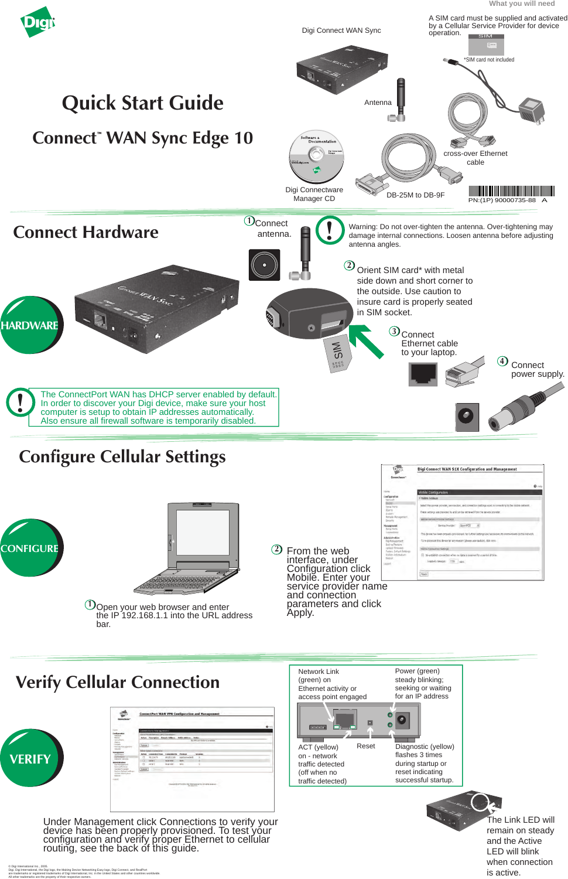# Quick Start Guide

## Connect™ WAN Sync Edge 10

### What you will need

- Digi Connect WAN Sync
- Antenna
- Software & Documentation — Digi Connectware Manager CD
- DB-25M to DB-9F
- cross-over Ethernet cable
- A SIM card must be supplied and activated by a Cellular Service Provider for device operation.

*SIM card not included

PN:(1P) 90000735-88 A

## Connect Hardware

HARDWARE

1. Connect antenna.

Warning: Do not over-tighten the antenna. Over-tightening may damage internal connections. Loosen antenna before adjusting antenna angles.

2. Orient SIM card* with metal side down and short corner to the outside. Use caution to insure card is properly seated in SIM socket.

3. Connect Ethernet cable to your laptop.

4. Connect power supply.

The ConnectPort WAN has DHCP server enabled by default. In order to discover your Digi device, make sure your host computer is setup to obtain IP addresses automatically. Also ensure all firewall software is temporarily disabled.

## Configure Cellular Settings

CONFIGURE

1. Open your web browser and enter the IP 192.168.1.1 into the URL address bar.

2. From the web interface, under Configuration click Mobile. Enter your service provider name and connection parameters and click Apply.

## Verify Cellular Connection

VERIFY

Under Management click Connections to verify your device has been properly provisioned. To test your configuration and verify proper connection to cellular routing, see the back of this guide.

- Network Link (green) on Ethernet activity or access point engaged
- Power (green) steady blinking; seeking or waiting for an IP address
- ACT (yellow) on - network traffic detected (off when no traffic detected)
- Reset
- Diagnostic (yellow) flashes 3 times during startup or reset indicating successful startup.

The Link LED will remain on steady and the Active LED will blink when connection is active.

© Digi International Inc., 2005.
Digi, Digi International, the Digi logo, the Making Device Networking Easy logo, Digi Connect, and RealPort are trademarks or registered trademarks of Digi International, Inc. in the United States and other countries worldwide.
All other trademarks are the property of their respective owners.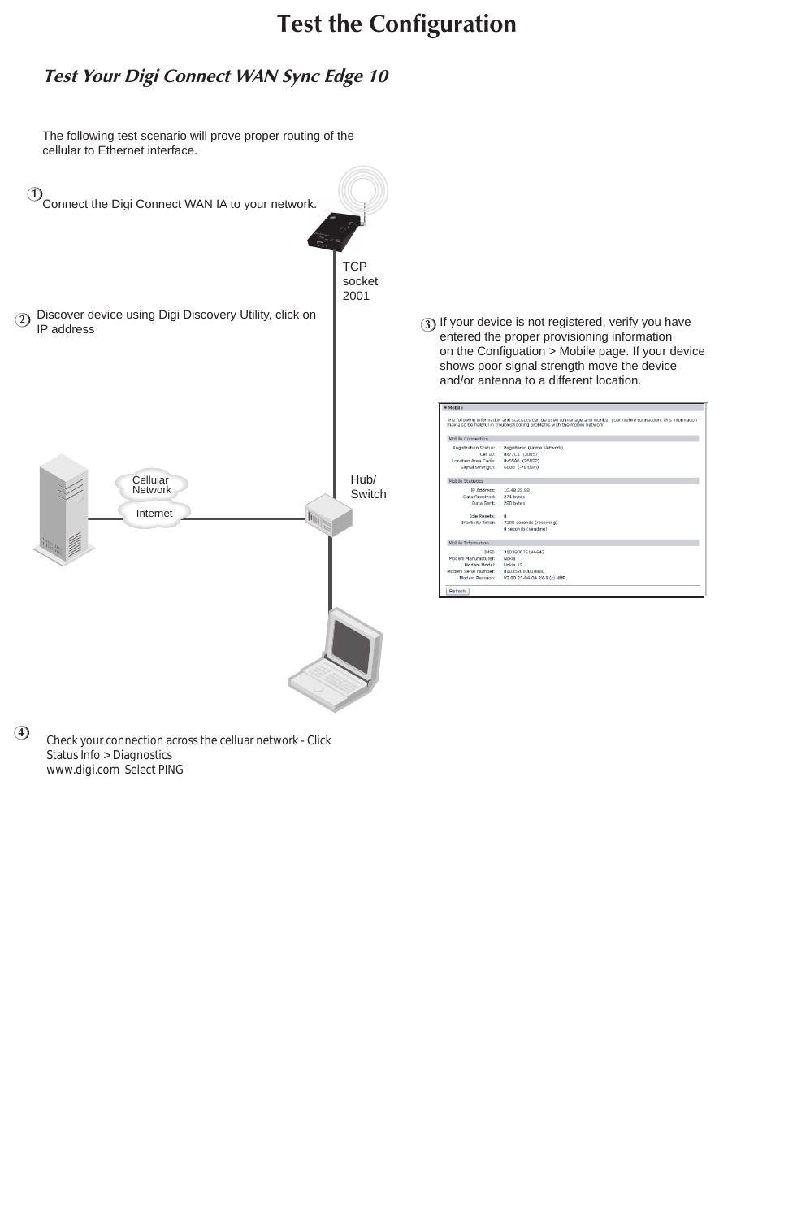# Test the Configuration

## *Test Your Digi Connect WAN Sync Edge 10*

The following test scenario will prove proper routing of the cellular to Ethernet interface.

1. Connect the Digi Connect WAN IA to your network.

TCP socket 2001

2. Discover device using Digi Discovery Utility, click on IP address

3. If your device is not registered, verify you have entered the proper provisioning information on the Configuation > Mobile page. If your device shows poor signal strength move the device and/or antenna to a different location.

Cellular Network

Internet

Hub/ Switch

**Mobile**

The following information and statistics can be used to manage and monitor your mobile connection. This information may also be helpful in troubleshooting problems with the mobile network.

Mobile Connection

| | |
|---|---|
| Registration Status: | Registered (Home Network) |
| Cell ID: | 0x77C1 (30657) |
| Location Area Code: | 0x65A6 (26022) |
| Signal Strength: | Good (-79 dBm) |

Mobile Statistics

| | |
|---|---|
| IP Address: | 10.48.22.88 |
| Data Received: | 271 bytes |
| Data Sent: | 280 bytes |
| Idle Resets: | 0 |
| Inactivity Timer: | 7200 seconds (receiving) |
| | 0 seconds (sending) |

Mobile Information

| | |
|---|---|
| IMSI: | 310380075146640 |
| Modem Manufacturer: | Nokia |
| Modem Model: | Nokia 12 |
| Modem Serial Number: | 010352000018880 |
| Modem Revision: | V3.69.23-04-04 RX-9 (c) NMP. |

Refresh

4. Check your connection across the celluar network - Click Status Info > Diagnostics www.digi.com Select PING